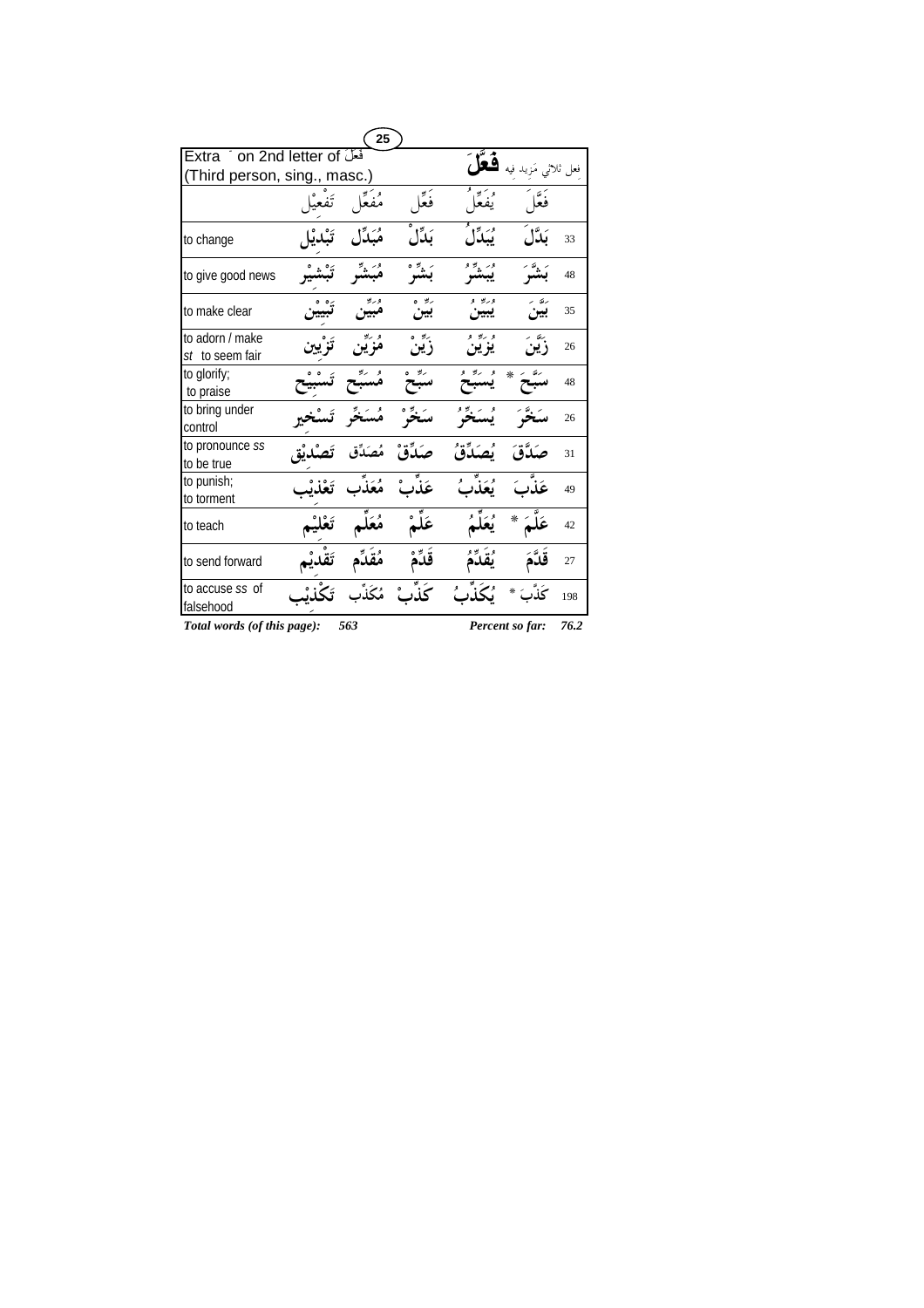| Extra ّ on 2nd letter of فَعَلَ (Third person, sing., masc.) | | | | | فعل ثلاثي مَزيد فيه **فَعَّلَ** | |
|---|---|---|---|---|---|---|
| | تَفْعِيْل | مُفَعِّل | فَعِّل | يُفَعِّلُ | فَعَّلَ | |
| to change | تَبْدِيْل | مُبَدِّل | بَدِّلْ | يُبَدِّلُ | بَدَّلَ | 33 |
| to give good news | تَبْشِيْر | مُبَشِّر | بَشِّرْ | يُبَشِّرُ | بَشَّرَ | 48 |
| to make clear | تَبْيِيْن | مُبَيِّن | بَيِّنْ | يُبَيِّنُ | بَيَّنَ | 35 |
| to adorn / make *st* to seem fair | تَزْيِين | مُزَيِّن | زَيِّنْ | يُزَيِّنُ | زَيَّنَ | 26 |
| to glorify; to praise | تَسْبِيْح | مُسَبِّح | سَبِّحْ | يُسَبِّحُ | سَبَّحَ * | 48 |
| to bring under control | تَسْخِير | مُسَخِّر | سَخِّرْ | يُسَخِّرُ | سَخَّرَ | 26 |
| to pronounce *ss* to be true | تَصْدِيْق | مُصَدِّق | صَدِّقْ | يُصَدِّقُ | صَدَّقَ | 31 |
| to punish; to torment | تَعْذِيْب | مُعَذِّب | عَذِّبْ | يُعَذِّبُ | عَذَّبَ | 49 |
| to teach | تَعْلِيْم | مُعَلِّم | عَلِّمْ | يُعَلِّمُ | عَلَّمَ * | 42 |
| to send forward | تَقْدِيْم | مُقَدِّم | قَدِّمْ | يُقَدِّمُ | قَدَّمَ | 27 |
| to accuse *ss* of falsehood | تَكْذِيْب | مُكَذِّب | كَذِّبْ | يُكَذِّبُ | كَذَّبَ * | 198 |

***Total words (of this page):*** ***563*** ***Percent so far:*** ***76.2***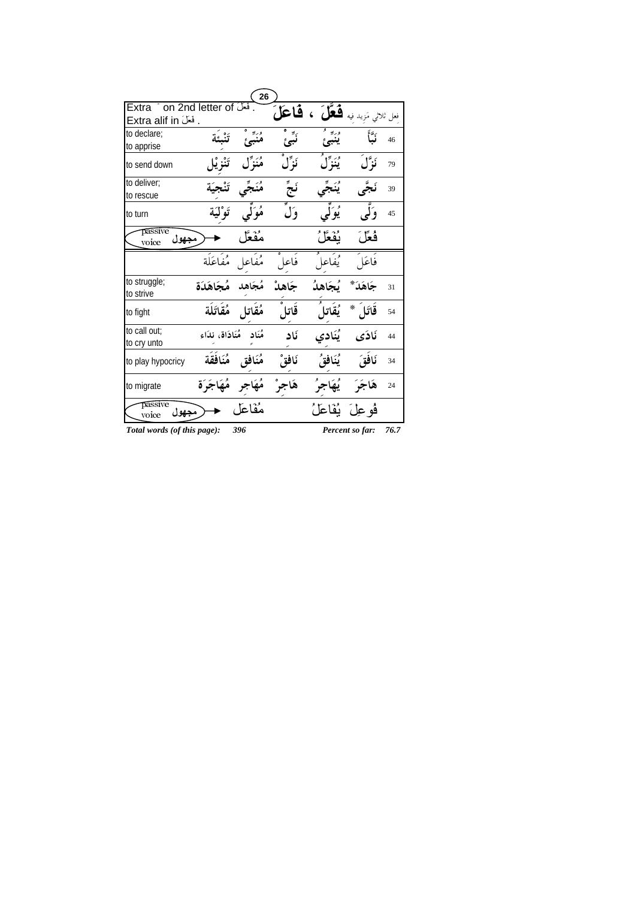| Extra ´ on 2nd letter of فَعَلَ . Extra alif in فَعَلَ . | | | | فَعَّلَ ، فَاعَلَ | | فعل ثلاثي مَزِيد فيه |
|---|---|---|---|---|---|---|
| to declare; to apprise | تَنْبِئَة | مُنَبِّئ | نَبِّئْ | يُنَبِّئُ | نَبَّأَ | 46 |
| to send down | تَنْزِيل | مُنَزِّل | نَزِّلْ | يُنَزِّلُ | نَزَّلَ | 79 |
| to deliver; to rescue | تَنْجِيَة | مُنَجِّي | نَجِّ | يُنَجِّي | نَجَّى | 39 |
| to turn | تَوْلِيَة | مُوَلِّي | وَلِّ | يُوَلِّي | وَلَّى | 45 |
| passive voice مجهول → | | مُفَعَّل | | يُفَعَّلُ | فُعِّلَ | |
| | مُفَاعَلَة | مُفَاعِل | فَاعِلْ | يُفَاعِلُ | فَاعَلَ | |
| to struggle; to strive | مُجَاهَدَة | مُجَاهِد | جَاهِدْ | يُجَاهِدُ | جَاهَدَ* | 31 |
| to fight | مُقَاتَلَة | مُقَاتِل | قَاتِلْ | يُقَاتِلُ | قَاتَلَ * | 54 |
| to call out; to cry unto | مُنَادَاة، نِدَاء | مُنَادٍ | نَادِ | يُنَادِي | نَادَى | 44 |
| to play hypocricy | مُنَافَقَة | مُنَافِق | نَافِقْ | يُنَافِقُ | نَافَقَ | 34 |
| to migrate | مُهَاجَرَة | مُهَاجِر | هَاجِرْ | يُهَاجِرُ | هَاجَرَ | 24 |
| passive voice مجهول → | | مُفَاعَل | | يُفَاعَلُ | فُوعِلَ | |

*Total words (of this page):* ***396*** *Percent so far:* ***76.7***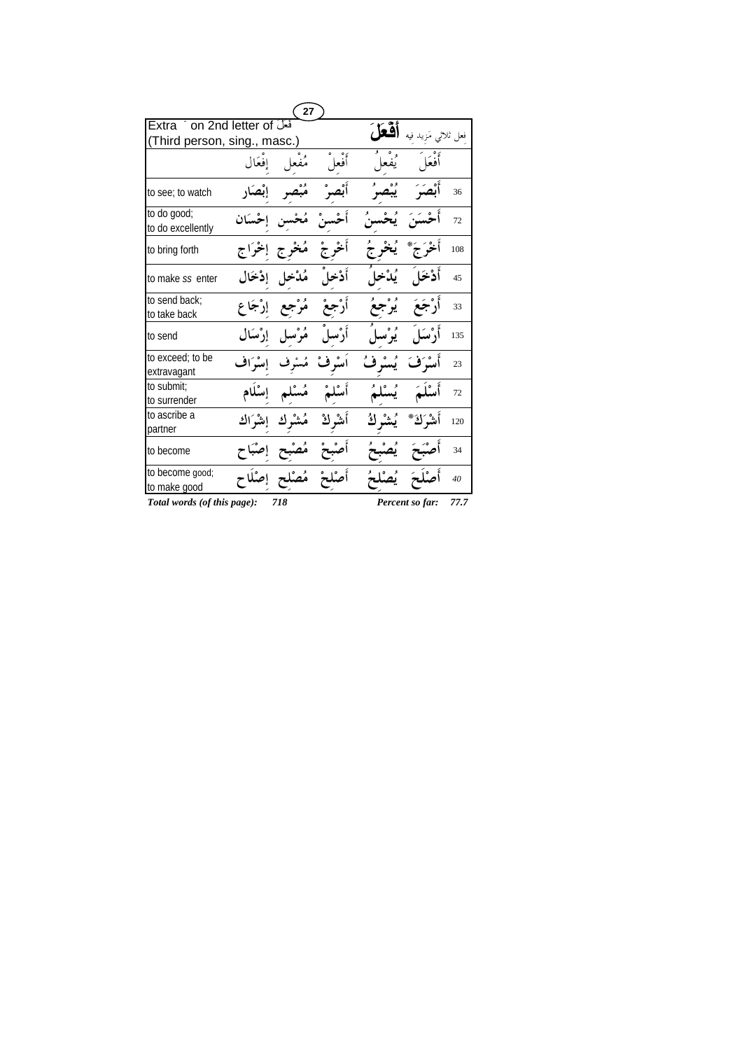Extra ْ on 2nd letter of فَعَلَ
(Third person, sing., masc.)

**أَفْعَلَ** فعل ثلاثي مزيد فيه

| | إِفْعَال | مُفْعِل | أَفْعِلْ | يُفْعِلُ | أَفْعَلَ | |
|---|---|---|---|---|---|---|
| to see; to watch | إِبْصَار | مُبْصِر | أَبْصِرْ | يُبْصِرُ | أَبْصَرَ | 36 |
| to do good; to do excellently | إِحْسَان | مُحْسِن | أَحْسِنْ | يُحْسِنُ | أَحْسَنَ | 72 |
| to bring forth | إِخْرَاج | مُخْرِج | أَخْرِجْ | يُخْرِجُ | أَخْرَجَ* | 108 |
| to make *ss* enter | إِدْخَال | مُدْخِل | أَدْخِلْ | يُدْخِلُ | أَدْخَلَ | 45 |
| to send back; to take back | إِرْجَاع | مُرْجِع | أَرْجِعْ | يُرْجِعُ | أَرْجَعَ | 33 |
| to send | إِرْسَال | مُرْسِل | أَرْسِلْ | يُرْسِلُ | أَرْسَلَ | 135 |
| to exceed; to be extravagant | إِسْرَاف | مُسْرِف | اَسْرِفْ | يُسْرِفُ | أَسْرَفَ | 23 |
| to submit; to surrender | إِسْلَام | مُسْلِم | أَسْلِمْ | يُسْلِمُ | أَسْلَمَ | 72 |
| to ascribe a partner | إِشْرَاك | مُشْرِك | أَشْرِكْ | يُشْرِكُ | أَشْرَكَ* | 120 |
| to become | إِصْبَاح | مُصْبِح | أَصْبِحْ | يُصْبِحُ | أَصْبَحَ | 34 |
| to become good; to make good | إِصْلَاح | مُصْلِح | أَصْلِحْ | يُصْلِحُ | أَصْلَحَ | 40 |

***Total words (of this page):*** ***718*** ***Percent so far:*** ***77.7***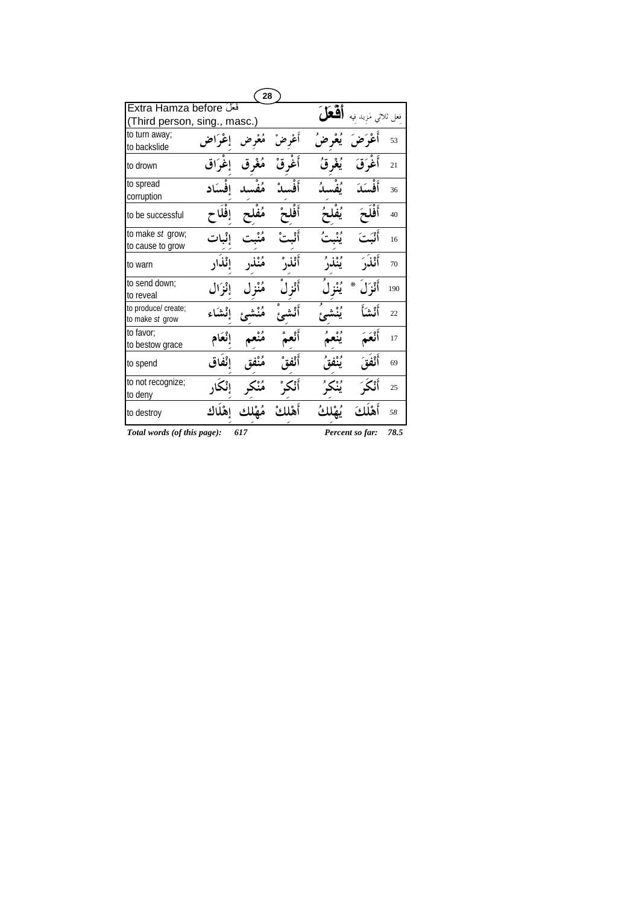| Extra Hamza before فَعَلَ (Third person, sing., masc.) | | | | | أَفْعَلَ | فعل ثلاثي مَزِيد فيه |
|---|---|---|---|---|---|---|
| to turn away; to backslide | إِعْرَاض | مُعْرِض | أَعْرِضْ | يُعْرِضُ | أَعْرَضَ | 53 |
| to drown | إِغْرَاق | مُغْرِق | أَغْرِقْ | يُغْرِقُ | أَغْرَقَ | 21 |
| to spread corruption | إِفْسَاد | مُفْسِد | أَفْسِدْ | يُفْسِدُ | أَفْسَدَ | 36 |
| to be successful | إِفْلَاح | مُفْلِح | أَفْلِحْ | يُفْلِحُ | أَفْلَحَ | 40 |
| to make *st* grow; to cause to grow | إِنْبَات | مُنْبِت | أَنْبِتْ | يُنْبِتُ | أَنْبَتَ | 16 |
| to warn | إِنْذَار | مُنْذِر | أَنْذِرْ | يُنْذِرُ | أَنْذَرَ | 70 |
| to send down; to reveal | إِنْزَال | مُنْزِل | أَنْزِلْ | يُنْزِلُ | أَنْزَلَ * | 190 |
| to produce/ create; to make *st* grow | إِنْشَاء | مُنْشِئ | أَنْشِئْ | يُنْشِئُ | أَنْشَأَ | 22 |
| to favor; to bestow grace | إِنْعَام | مُنْعِم | أَنْعِمْ | يُنْعِمُ | أَنْعَمَ | 17 |
| to spend | إِنْفَاق | مُنْفِق | أَنْفِقْ | يُنْفِقُ | أَنْفَقَ | 69 |
| to not recognize; to deny | إِنْكَار | مُنْكِر | أَنْكِرْ | يُنْكِرُ | أَنْكَرَ | 25 |
| to destroy | إِهْلَاك | مُهْلِك | أَهْلِكْ | يُهْلِكُ | أَهْلَكَ | 58 |

***Total words (of this page): 617*** ***Percent so far: 78.5***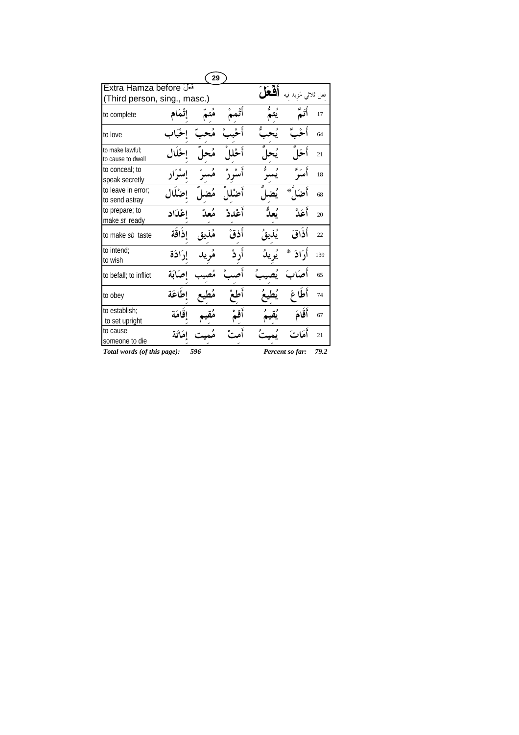| Extra Hamza before فَعَلَ (Third person, sing., masc.) | | | | | | أَفْعَلَ فعل ثلاثي مَزِيد فيه | |
|---|---|---|---|---|---|---|---|
| to complete | إِتْمَام | مُتِمّ | أَتْمِمْ | يُتِمُّ | أَتَمَّ | 17 |
| to love | إِحْبَاب | مُحِبّ | أَحْبِبْ | يُحِبُّ | أَحَبَّ | 64 |
| to make lawful; to cause to dwell | إِحْلَال | مُحِلّ | أَحْلِلْ | يُحِلُّ | أَحَلَّ | 21 |
| to conceal; to speak secretly | إِسْرَار | مُسِرّ | أَسْرِرْ | يُسِرُّ | أَسَرَّ | 18 |
| to leave in error; to send astray | إِضْلَال | مُضِلّ | أَضْلِلْ | يُضِلُّ | أَضَلَّ* | 68 |
| to prepare; to make *st* ready | إِعْدَاد | مُعِدّ | أَعْدِدْ | يُعِدُّ | أَعَدَّ | 20 |
| to make *sb* taste | إِذَاقَة | مُذِيق | أَذِقْ | يُذِيقُ | أَذَاقَ | 22 |
| to intend; to wish | إِرَادَة | مُرِيد | أَرِدْ | يُرِيدُ | أَرَادَ * | 139 |
| to befall; to inflict | إِصَابَة | مُصِيب | أَصِبْ | يُصِيبُ | أَصَابَ | 65 |
| to obey | إِطَاعَة | مُطِيع | أَطِعْ | يُطِيعُ | أَطَاعَ | 74 |
| to establish; to set upright | إِقَامَة | مُقِيم | أَقِمْ | يُقِيمُ | أَقَامَ | 67 |
| to cause someone to die | إِمَاتَة | مُمِيت | أَمِتْ | يُمِيتُ | أَمَاتَ | 21 |

***Total words (of this page):*** ***596*** ***Percent so far:*** ***79.2***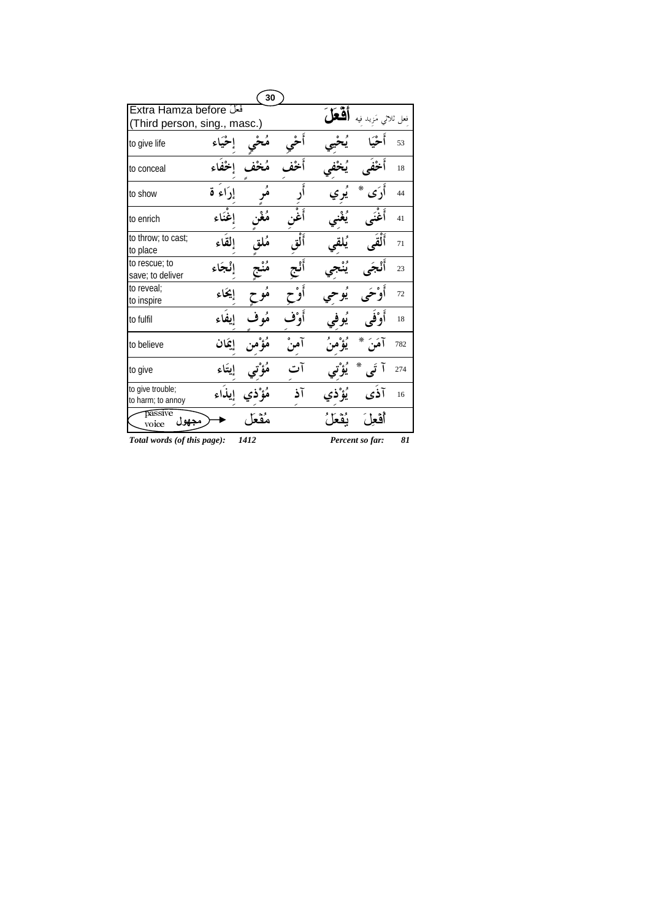**Extra Hamza before فَعَلَ**
**(Third person, sing., masc.)**

**فعل ثلاثي مَزيد فيه أَفْعَلَ**

| | | | | | | |
|---|---|---|---|---|---|---|
| to give life | إِحْيَاء | مُحْيٍ | أَحْيِ | يُحْيِي | أَحْيَا | 53 |
| to conceal | إِخْفَاء | مُخْفٍ | أَخْفِ | يُخْفِي | أَخْفَى | 18 |
| to show | إِرَاءَة | مُرٍ | أَرِ | يُرِي | أَرَى * | 44 |
| to enrich | إِغْنَاء | مُغْنٍ | أَغْنِ | يُغْنِي | أَغْنَى | 41 |
| to throw; to cast; to place | إِلْقَاء | مُلْقٍ | أَلْقِ | يُلْقِي | أَلْقَى | 71 |
| to rescue; to save; to deliver | إِنْجَاء | مُنْجٍ | أَنْجِ | يُنْجِي | أَنْجَى | 23 |
| to reveal; to inspire | إِيحَاء | مُوحٍ | أَوْحِ | يُوحِي | أَوْحَى | 72 |
| to fulfil | إِيفَاء | مُوفٍ | أَوْفِ | يُوفِي | أَوْفَى | 18 |
| to believe | إِيمَان | مُؤْمِن | آمِنْ | يُؤْمِنُ | آمَنَ * | 782 |
| to give | إِيتَاء | مُؤْتِي | آتِ | يُؤْتِي | آتَى * | 274 |
| to give trouble; to harm; to annoy | إِيذَاء | مُؤْذِي | آذِ | يُؤْذِي | آذَى | 16 |
| passive voice مجهول ← | | مُفْعَل | | يُفْعَلُ | أُفْعِلَ | |

*Total words (of this page):* ***1412*** *Percent so far:* ***81***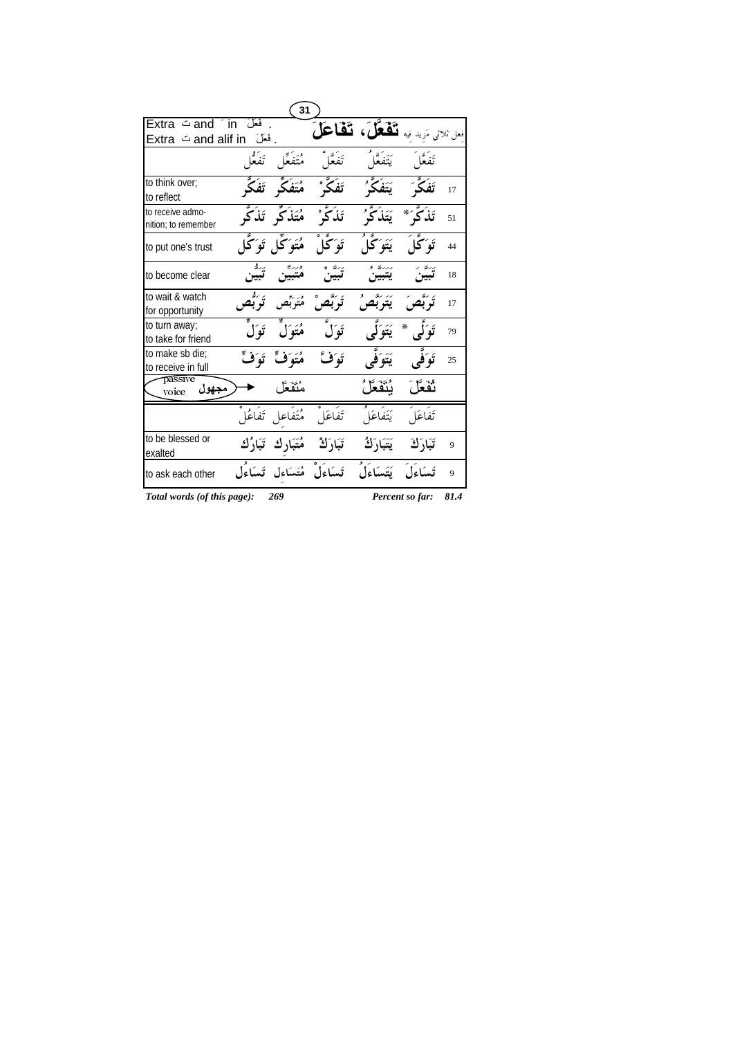| Extra ت and ّ in فَعَّلَ . Extra ت and alif in فَعَلَ . | | | | | تَفَعَّلَ، تَفَاعَلَ فعل ثلاثي مَزِيد فيه | |
|---|---|---|---|---|---|---|
| | تَفَعُّل | مُتَفَعِّل | تَفَعَّلْ | يَتَفَعَّلُ | تَفَعَّلَ | |
| to think over; to reflect | تَفَكُّر | مُتَفَكِّر | تَفَكَّرْ | يَتَفَكَّرُ | تَفَكَّرَ | 17 |
| to receive admonition; to remember | تَذَكُّر | مُتَذَكِّر | تَذَكَّرْ | يَتَذَكَّرُ | تَذَكَّرَ * | 51 |
| to put one's trust | تَوَكُّل | مُتَوَكِّل | تَوَكَّلْ | يَتَوَكَّلُ | تَوَكَّلَ | 44 |
| to become clear | تَبَيُّن | مُتَبَيِّن | تَبَيَّنْ | يَتَبَيَّنُ | تَبَيَّنَ | 18 |
| to wait & watch for opportunity | تَرَبُّص | مُتَرَبِّص | تَرَبَّصْ | يَتَرَبَّصُ | تَرَبَّصَ | 17 |
| to turn away; to take for friend | تَوَلٍّ | مُتَوَلٍّ | تَوَلَّ | يَتَوَلَّى | تَوَلَّى * | 79 |
| to make sb die; to receive in full | تَوَفٍّ | مُتَوَفٍّ | تَوَفَّ | يَتَوَفَّى | تَوَفَّى | 25 |
| passive voice مجهول | | مُتَفَعَّل | | يُتَفَعَّلُ | تُفُعِّلَ | |
| | تَفَاعُلْ | مُتَفَاعِل | تَفَاعَلْ | يَتَفَاعَلُ | تَفَاعَلَ | |
| to be blessed or exalted | تَبَارُك | مُتَبَارِك | تَبَارَكْ | يَتَبَارَكُ | تَبَارَكَ | 9 |
| to ask each other | تَسَاءُل | مُتَسَاءِل | تَسَاءَلْ | يَتَسَاءَلُ | تَسَاءَلَ | 9 |

*Total words (of this page):* ***269*** *Percent so far:* ***81.4***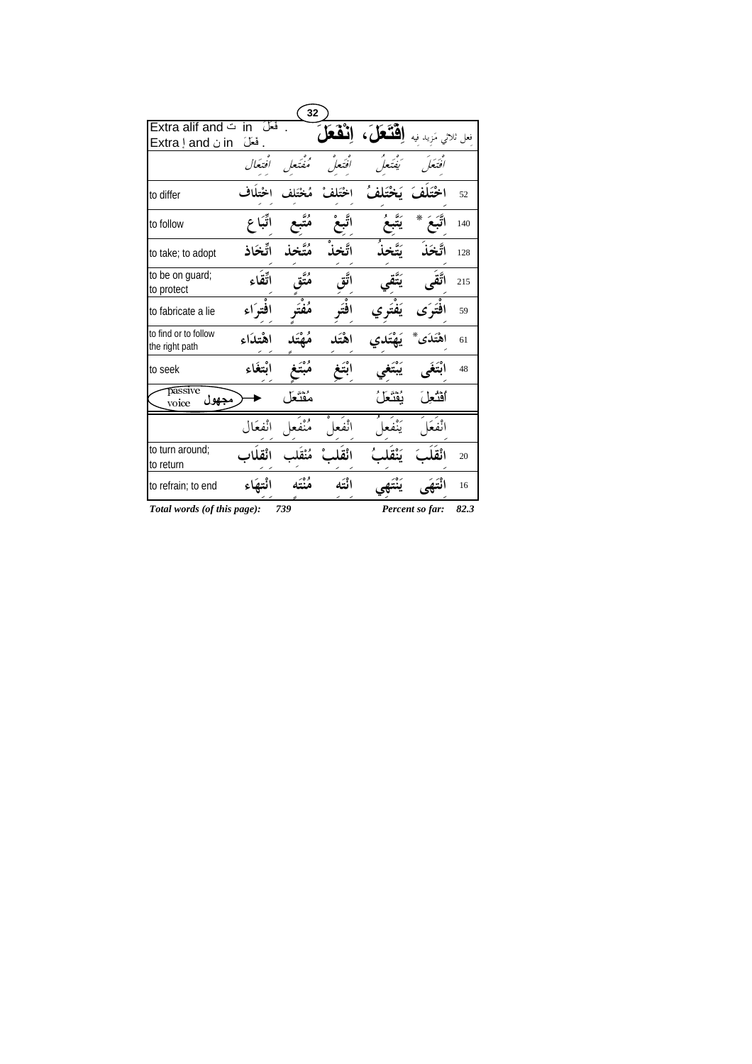| Extra alif and ت in فَعَلَ . Extra إ and ن in فَعَلَ . | | | اِفْتَعَلَ، اِنْفَعَلَ | | فعل ثلاثي مَزيد فيه | |
|---|---|---|---|---|---|---|
| | اِفْتِعَال | مُفْتَعِل | اِفْتَعِلْ | يَفْتَعِلُ | اِفْتَعَلَ | |
| to differ | اِخْتِلَاف | مُخْتَلِف | اِخْتَلِفْ | يَخْتَلِفُ | اِخْتَلَفَ | 52 |
| to follow | اِتِّبَاع | مُتَّبِع | اِتَّبِعْ | يَتَّبِعُ | اِتَّبَعَ * | 140 |
| to take; to adopt | اِتِّخَاذ | مُتَّخِذ | اِتَّخِذْ | يَتَّخِذُ | اِتَّخَذَ | 128 |
| to be on guard; to protect | اِتِّقَاء | مُتَّقٍ | اِتَّقِ | يَتَّقِي | اِتَّقَى | 215 |
| to fabricate a lie | اِفْتِرَاء | مُفْتَرٍ | اِفْتَرِ | يَفْتَرِي | اِفْتَرَى | 59 |
| to find or to follow the right path | اِهْتِدَاء | مُهْتَدٍ | اِهْتَدِ | يَهْتَدِي | اِهْتَدَى * | 61 |
| to seek | اِبْتِغَاء | مُبْتَغٍ | اِبْتَغِ | يَبْتَغِي | اِبْتَغَى | 48 |
| passive voice مجهول | | مُفْتَعَل | | يُفْتَعَلُ | اُفْتُعِلَ | |
| | اِنْفِعَال | مُنْفَعِل | اِنْفَعِلْ | يَنْفَعِلُ | اِنْفَعَلَ | |
| to turn around; to return | اِنْقِلَاب | مُنْقَلِب | اِنْقَلِبْ | يَنْقَلِبُ | اِنْقَلَبَ | 20 |
| to refrain; to end | اِنْتِهَاء | مُنْتَهٍ | اِنْتَهِ | يَنْتَهِي | اِنْتَهَى | 16 |

*Total words (of this page):* 739 *Percent so far:* 82.3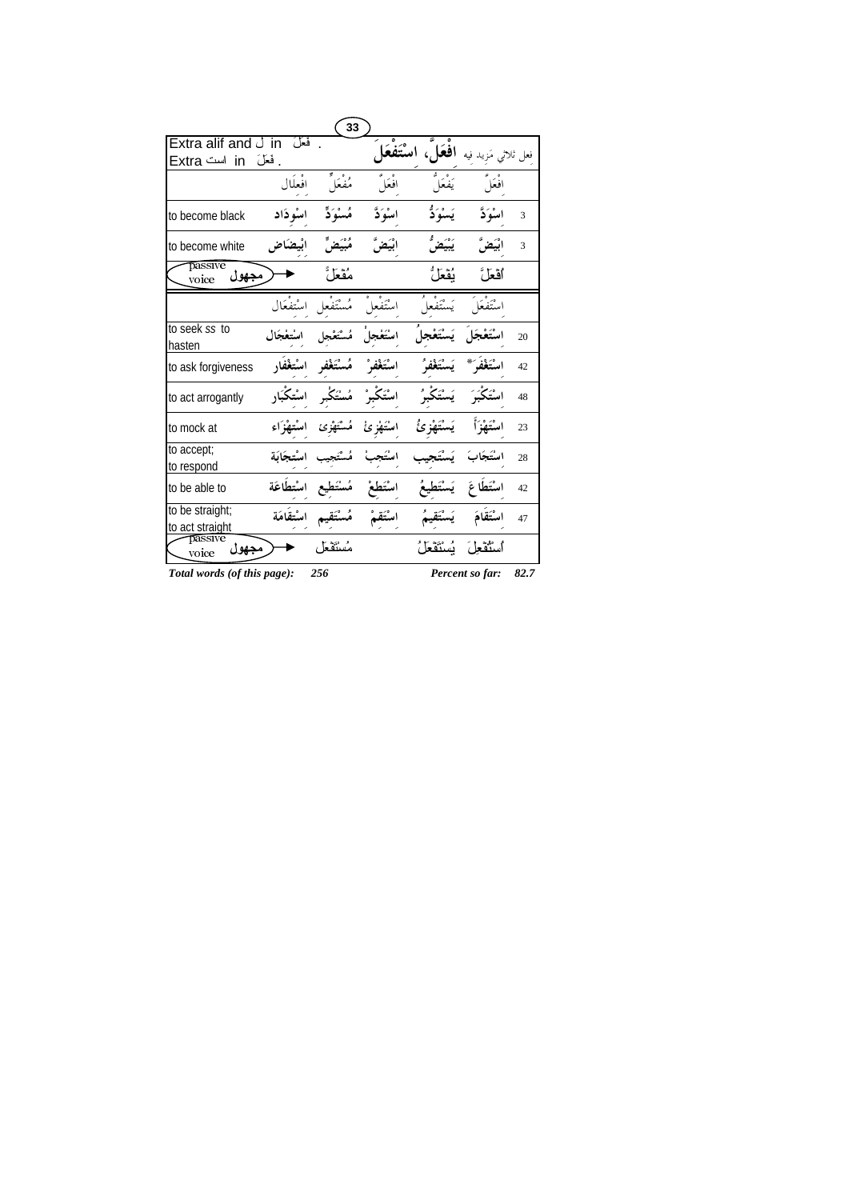| Extra alif and ل in فَعَلَ . Extra است in فَعَلَ . | | | افْعَلَّ، اسْتَفْعَلَ | | فعل ثلاثي مَزِيد فيه | |
|---|---|---|---|---|---|---|
| | افْعِلَال | مُفْعَلٌّ | افْعَلَّ | يَفْعَلُّ | افْعَلَّ | |
| to become black | اسْوِدَاد | مُسْوَدٌّ | اسْوَدَّ | يَسْوَدُّ | اسْوَدَّ | 3 |
| to become white | ابْيِضَاض | مُبْيَضٌّ | ابْيَضَّ | يَبْيَضُّ | ابْيَضَّ | 3 |
| passive voice مجهول | | مُفْعَلٌّ | | يُفْعَلُّ | أُفْعُلَّ | |
| | اسْتِفْعَال | مُسْتَفْعِل | اسْتَفْعِلْ | يَسْتَفْعِلُ | اسْتَفْعَلَ | |
| to seek ss to hasten | اسْتِعْجَال | مُسْتَعْجِل | اسْتَعْجِلْ | يَسْتَعْجِلُ | اسْتَعْجَلَ | 20 |
| to ask forgiveness | اسْتِغْفَار | مُسْتَغْفِر | اسْتَغْفِرْ | يَسْتَغْفِرُ | اسْتَغْفَرَ* | 42 |
| to act arrogantly | اسْتِكْبَار | مُسْتَكْبِر | اسْتَكْبِرْ | يَسْتَكْبِرُ | اسْتَكْبَرَ | 48 |
| to mock at | اسْتِهْزَاء | مُسْتَهْزِئ | اسْتَهْزِئْ | يَسْتَهْزِئُ | اسْتَهْزَأَ | 23 |
| to accept; to respond | اسْتِجَابَة | مُسْتَجِيب | اسْتَجِبْ | يَسْتَجِيب | اسْتَجَابَ | 28 |
| to be able to | اسْتِطَاعَة | مُسْتَطِيع | اسْتَطِعْ | يَسْتَطِيعُ | اسْتَطَاعَ | 42 |
| to be straight; to act straight | اسْتِقَامَة | مُسْتَقِيم | اسْتَقِمْ | يَسْتَقِيمُ | اسْتَقَامَ | 47 |
| passive voice مجهول | | مُسْتَفْعَل | | يُسْتَفْعَلُ | أُسْتُفْعِلَ | |

*Total words (of this page):* ***256*** *Percent so far:* ***82.7***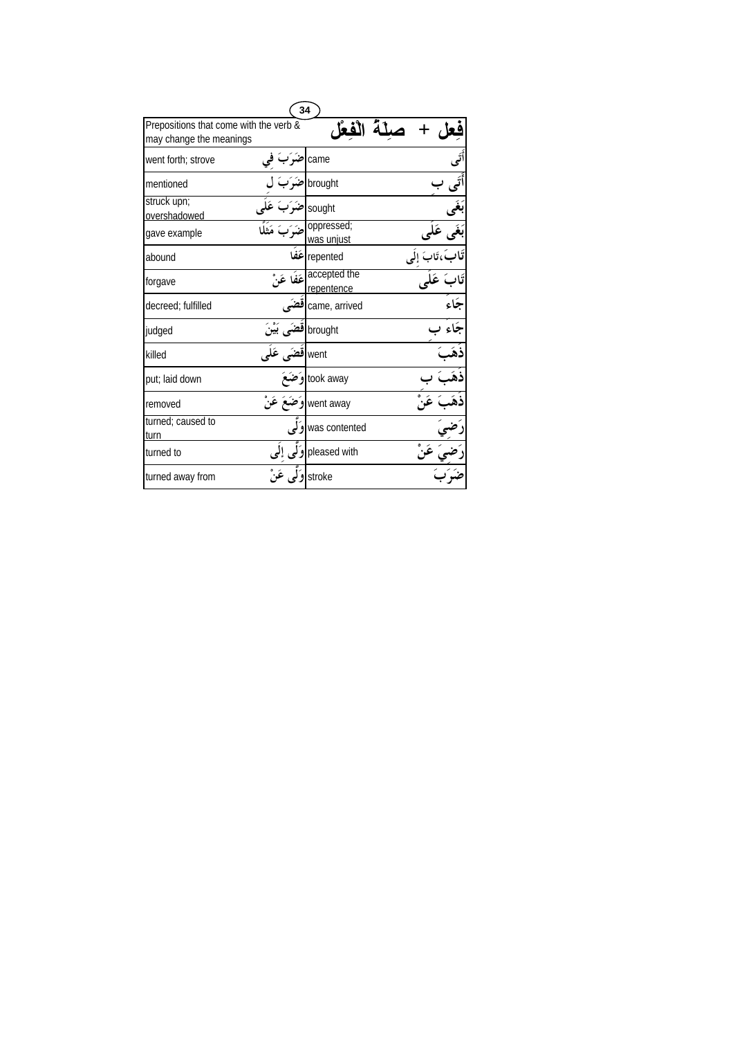| Prepositions that come with the verb & may change the meanings | | | فِعل + صِلَةُ الْفِعْلِ |
|---|---|---|---|
| went forth; strove | ضَرَبَ فِي | came | أَتَى |
| mentioned | ضَرَبَ لِ | brought | أَتَى بِ |
| struck upn; overshadowed | ضَرَبَ عَلَى | sought | بَغَى |
| gave example | ضَرَبَ مَثَلًا | oppressed; was unjust | بَغَى عَلَى |
| abound | عَفَا | repented | تَابَ،تَابَ إِلَى |
| forgave | عَفَا عَنْ | accepted the repentence | تَابَ عَلَى |
| decreed; fulfilled | قَضَى | came, arrived | جَاءَ |
| judged | قَضَى بَيْنَ | brought | جَاءَ بِ |
| killed | قَضَى عَلَى | went | ذَهَبَ |
| put; laid down | وَضَعَ | took away | ذَهَبَ بِ |
| removed | وَضَعَ عَنْ | went away | ذَهَبَ عَنْ |
| turned; caused to turn | وَلَّى | was contented | رَضِيَ |
| turned to | وَلَّى إِلَى | pleased with | رَضِيَ عَنْ |
| turned away from | وَلَّى عَنْ | stroke | ضَرَبَ |